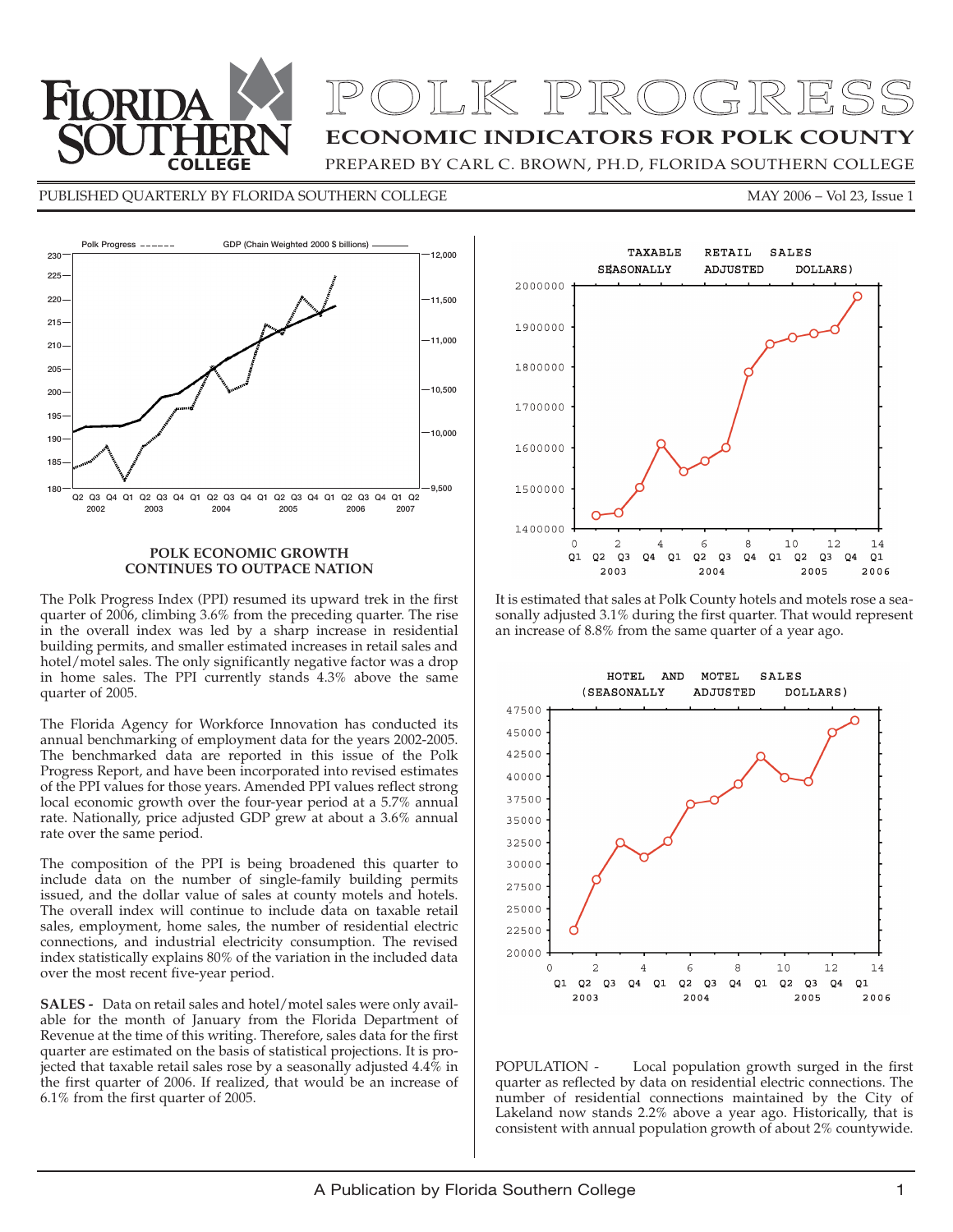# POLK PROGRESS

## ECONOMIC INDICATORS FOR POLK COUNTY

PREPARED BY CARL C. BROWN, PH.D, FLORIDA SOUTHERN COLLEGE

PUBLISHED QUARTERLY BY FLORIDA SOUTHERN COLLEGE — MAY 2006 – Vol 23, Issue 1

### POLK ECONOMIC GROWTH CONTINUES TO OUTPACE NATION

The Polk Progress Index (PPI) resumed its upward trek in the first quarter of 2006, climbing 3.6% from the preceding quarter. The rise in the overall index was led by a sharp increase in residential building permits, and smaller estimated increases in retail sales and hotel/motel sales. The only significantly negative factor was a drop in home sales. The PPI currently stands 4.3% above the same quarter of 2005.

The Florida Agency for Workforce Innovation has conducted its annual benchmarking of employment data for the years 2002-2005. The benchmarked data are reported in this issue of the Polk Progress Report, and have been incorporated into revised estimates of the PPI values for those years. Amended PPI values reflect strong local economic growth over the four-year period at a 5.7% annual rate. Nationally, price adjusted GDP grew at about a 3.6% annual rate over the same period.

The composition of the PPI is being broadened this quarter to include data on the number of single-family building permits issued, and the dollar value of sales at county motels and hotels. The overall index will continue to include data on taxable retail sales, employment, home sales, the number of residential electric connections, and industrial electricity consumption. The revised index statistically explains 80% of the variation in the included data over the most recent five-year period.

**SALES -** Data on retail sales and hotel/motel sales were only available for the month of January from the Florida Department of Revenue at the time of this writing. Therefore, sales data for the first quarter are estimated on the basis of statistical projections. It is projected that taxable retail sales rose by a seasonally adjusted 4.4% in the first quarter of 2006. If realized, that would be an increase of 6.1% from the first quarter of 2005.

It is estimated that sales at Polk County hotels and motels rose a seasonally adjusted 3.1% during the first quarter. That would represent an increase of 8.8% from the same quarter of a year ago.

POPULATION - Local population growth surged in the first quarter as reflected by data on residential electric connections. The number of residential connections maintained by the City of Lakeland now stands 2.2% above a year ago. Historically, that is consistent with annual population growth of about 2% countywide.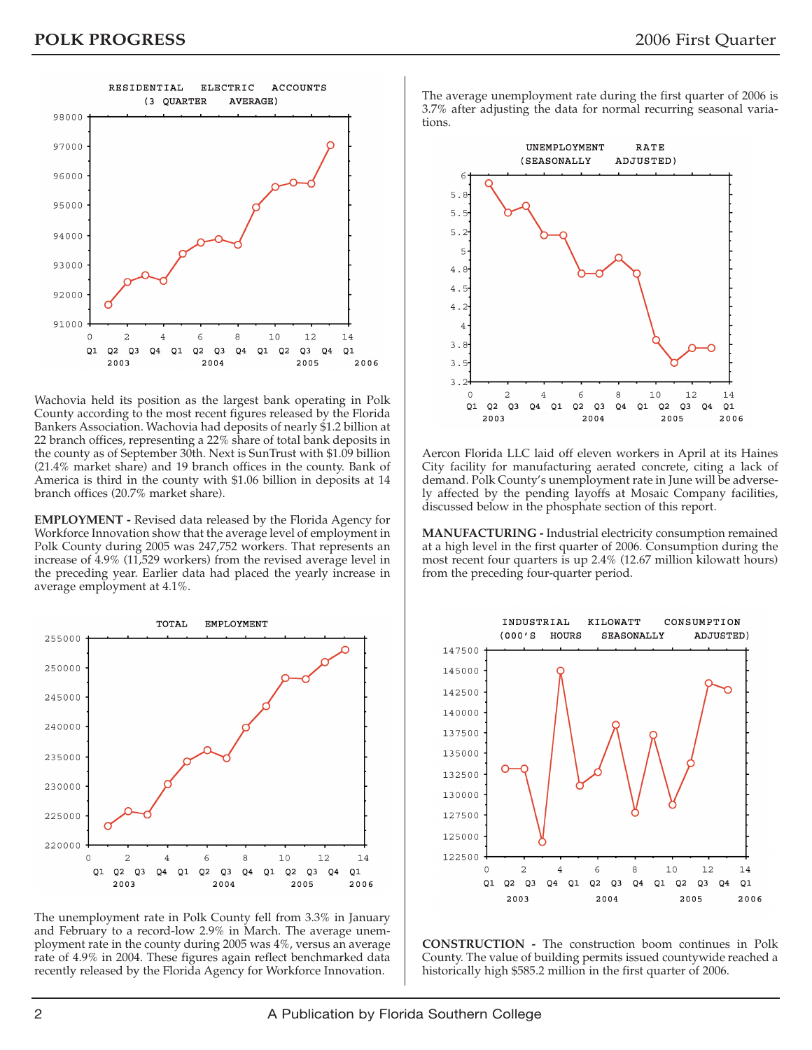Wachovia held its position as the largest bank operating in Polk County according to the most recent figures released by the Florida Bankers Association. Wachovia had deposits of nearly $1.2 billion at 22 branch offices, representing a 22% share of total bank deposits in the county as of September 30th. Next is SunTrust with $1.09 billion (21.4% market share) and 19 branch offices in the county. Bank of America is third in the county with $1.06 billion in deposits at 14 branch offices (20.7% market share).

**EMPLOYMENT -** Revised data released by the Florida Agency for Workforce Innovation show that the average level of employment in Polk County during 2005 was 247,752 workers. That represents an increase of 4.9% (11,529 workers) from the revised average level in the preceding year. Earlier data had placed the yearly increase in average employment at 4.1%.

The unemployment rate in Polk County fell from 3.3% in January and February to a record-low 2.9% in March. The average unemployment rate in the county during 2005 was 4%, versus an average rate of 4.9% in 2004. These figures again reflect benchmarked data recently released by the Florida Agency for Workforce Innovation.

The average unemployment rate during the first quarter of 2006 is 3.7% after adjusting the data for normal recurring seasonal variations.

Aercon Florida LLC laid off eleven workers in April at its Haines City facility for manufacturing aerated concrete, citing a lack of demand. Polk County's unemployment rate in June will be adversely affected by the pending layoffs at Mosaic Company facilities, discussed below in the phosphate section of this report.

**MANUFACTURING -** Industrial electricity consumption remained at a high level in the first quarter of 2006. Consumption during the most recent four quarters is up 2.4% (12.67 million kilowatt hours) from the preceding four-quarter period.

**CONSTRUCTION -** The construction boom continues in Polk County. The value of building permits issued countywide reached a historically high $585.2 million in the first quarter of 2006.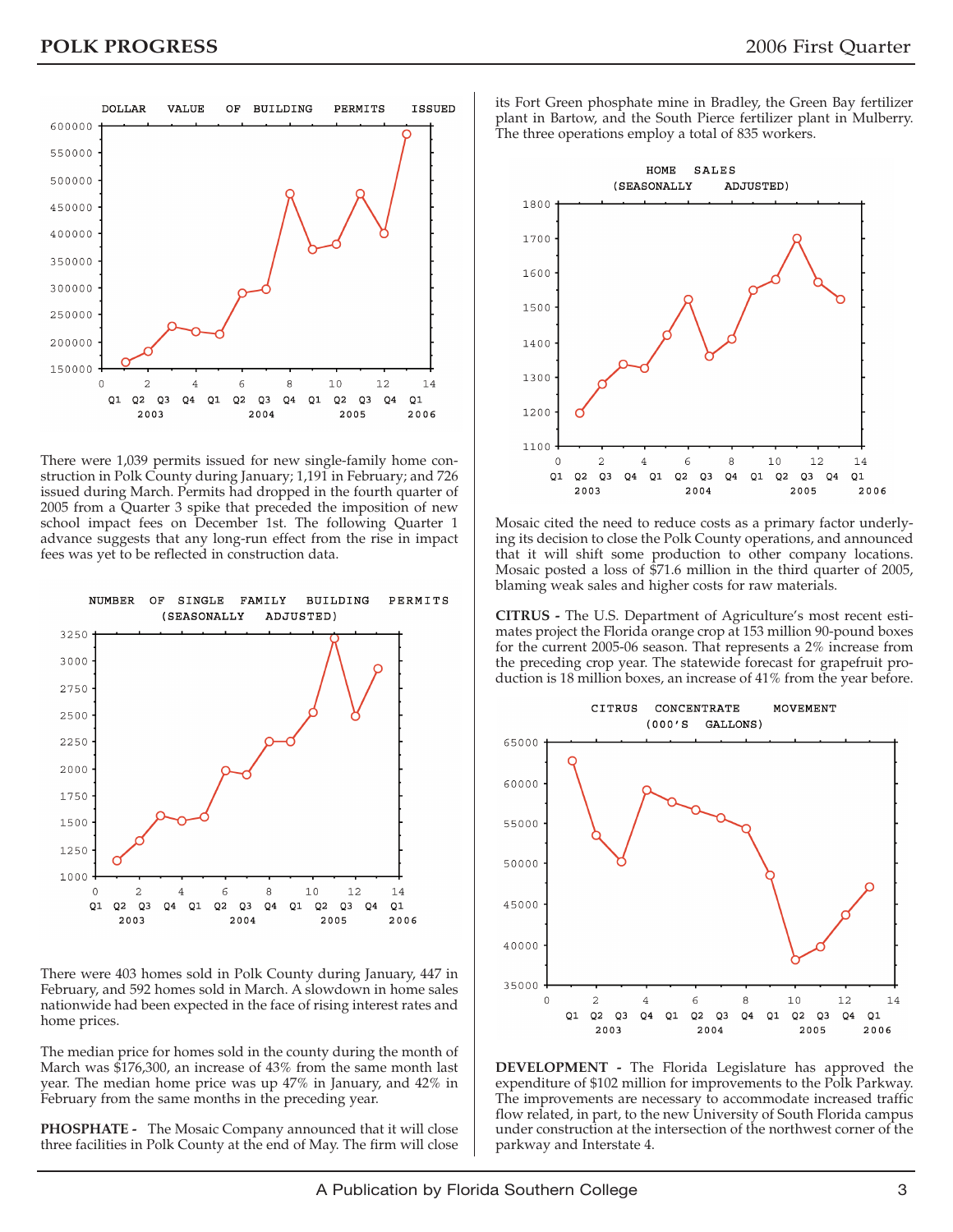There were 1,039 permits issued for new single-family home construction in Polk County during January; 1,191 in February; and 726 issued during March. Permits had dropped in the fourth quarter of 2005 from a Quarter 3 spike that preceded the imposition of new school impact fees on December 1st. The following Quarter 1 advance suggests that any long-run effect from the rise in impact fees was yet to be reflected in construction data.

There were 403 homes sold in Polk County during January, 447 in February, and 592 homes sold in March. A slowdown in home sales nationwide had been expected in the face of rising interest rates and home prices.

The median price for homes sold in the county during the month of March was $176,300, an increase of 43% from the same month last year. The median home price was up 47% in January, and 42% in February from the same months in the preceding year.

**PHOSPHATE -** The Mosaic Company announced that it will close three facilities in Polk County at the end of May. The firm will close its Fort Green phosphate mine in Bradley, the Green Bay fertilizer plant in Bartow, and the South Pierce fertilizer plant in Mulberry. The three operations employ a total of 835 workers.

Mosaic cited the need to reduce costs as a primary factor underlying its decision to close the Polk County operations, and announced that it will shift some production to other company locations. Mosaic posted a loss of $71.6 million in the third quarter of 2005, blaming weak sales and higher costs for raw materials.

**CITRUS -** The U.S. Department of Agriculture's most recent estimates project the Florida orange crop at 153 million 90-pound boxes for the current 2005-06 season. That represents a 2% increase from the preceding crop year. The statewide forecast for grapefruit production is 18 million boxes, an increase of 41% from the year before.

**DEVELOPMENT -** The Florida Legislature has approved the expenditure of $102 million for improvements to the Polk Parkway. The improvements are necessary to accommodate increased traffic flow related, in part, to the new University of South Florida campus under construction at the intersection of the northwest corner of the parkway and Interstate 4.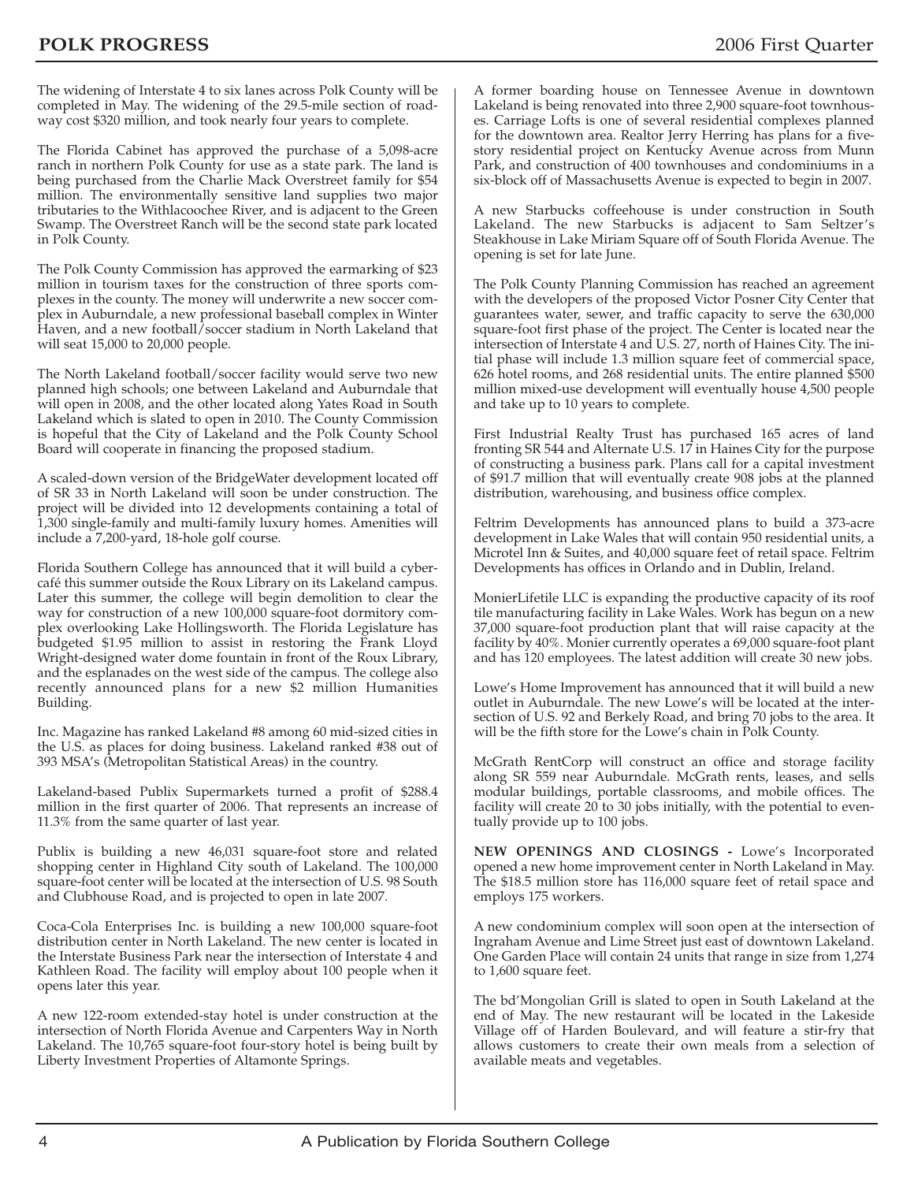The widening of Interstate 4 to six lanes across Polk County will be completed in May. The widening of the 29.5-mile section of roadway cost $320 million, and took nearly four years to complete.

The Florida Cabinet has approved the purchase of a 5,098-acre ranch in northern Polk County for use as a state park. The land is being purchased from the Charlie Mack Overstreet family for $54 million. The environmentally sensitive land supplies two major tributaries to the Withlacoochee River, and is adjacent to the Green Swamp. The Overstreet Ranch will be the second state park located in Polk County.

The Polk County Commission has approved the earmarking of $23 million in tourism taxes for the construction of three sports complexes in the county. The money will underwrite a new soccer complex in Auburndale, a new professional baseball complex in Winter Haven, and a new football/soccer stadium in North Lakeland that will seat 15,000 to 20,000 people.

The North Lakeland football/soccer facility would serve two new planned high schools; one between Lakeland and Auburndale that will open in 2008, and the other located along Yates Road in South Lakeland which is slated to open in 2010. The County Commission is hopeful that the City of Lakeland and the Polk County School Board will cooperate in financing the proposed stadium.

A scaled-down version of the BridgeWater development located off of SR 33 in North Lakeland will soon be under construction. The project will be divided into 12 developments containing a total of 1,300 single-family and multi-family luxury homes. Amenities will include a 7,200-yard, 18-hole golf course.

Florida Southern College has announced that it will build a cybercafé this summer outside the Roux Library on its Lakeland campus. Later this summer, the college will begin demolition to clear the way for construction of a new 100,000 square-foot dormitory complex overlooking Lake Hollingsworth. The Florida Legislature has budgeted $1.95 million to assist in restoring the Frank Lloyd Wright-designed water dome fountain in front of the Roux Library, and the esplanades on the west side of the campus. The college also recently announced plans for a new $2 million Humanities Building.

Inc. Magazine has ranked Lakeland #8 among 60 mid-sized cities in the U.S. as places for doing business. Lakeland ranked #38 out of 393 MSA's (Metropolitan Statistical Areas) in the country.

Lakeland-based Publix Supermarkets turned a profit of $288.4 million in the first quarter of 2006. That represents an increase of 11.3% from the same quarter of last year.

Publix is building a new 46,031 square-foot store and related shopping center in Highland City south of Lakeland. The 100,000 square-foot center will be located at the intersection of U.S. 98 South and Clubhouse Road, and is projected to open in late 2007.

Coca-Cola Enterprises Inc. is building a new 100,000 square-foot distribution center in North Lakeland. The new center is located in the Interstate Business Park near the intersection of Interstate 4 and Kathleen Road. The facility will employ about 100 people when it opens later this year.

A new 122-room extended-stay hotel is under construction at the intersection of North Florida Avenue and Carpenters Way in North Lakeland. The 10,765 square-foot four-story hotel is being built by Liberty Investment Properties of Altamonte Springs.

A former boarding house on Tennessee Avenue in downtown Lakeland is being renovated into three 2,900 square-foot townhouses. Carriage Lofts is one of several residential complexes planned for the downtown area. Realtor Jerry Herring has plans for a five-story residential project on Kentucky Avenue across from Munn Park, and construction of 400 townhouses and condominiums in a six-block off of Massachusetts Avenue is expected to begin in 2007.

A new Starbucks coffeehouse is under construction in South Lakeland. The new Starbucks is adjacent to Sam Seltzer's Steakhouse in Lake Miriam Square off of South Florida Avenue. The opening is set for late June.

The Polk County Planning Commission has reached an agreement with the developers of the proposed Victor Posner City Center that guarantees water, sewer, and traffic capacity to serve the 630,000 square-foot first phase of the project. The Center is located near the intersection of Interstate 4 and U.S. 27, north of Haines City. The initial phase will include 1.3 million square feet of commercial space, 626 hotel rooms, and 268 residential units. The entire planned $500 million mixed-use development will eventually house 4,500 people and take up to 10 years to complete.

First Industrial Realty Trust has purchased 165 acres of land fronting SR 544 and Alternate U.S. 17 in Haines City for the purpose of constructing a business park. Plans call for a capital investment of $91.7 million that will eventually create 908 jobs at the planned distribution, warehousing, and business office complex.

Feltrim Developments has announced plans to build a 373-acre development in Lake Wales that will contain 950 residential units, a Microtel Inn & Suites, and 40,000 square feet of retail space. Feltrim Developments has offices in Orlando and in Dublin, Ireland.

MonierLifetile LLC is expanding the productive capacity of its roof tile manufacturing facility in Lake Wales. Work has begun on a new 37,000 square-foot production plant that will raise capacity at the facility by 40%. Monier currently operates a 69,000 square-foot plant and has 120 employees. The latest addition will create 30 new jobs.

Lowe's Home Improvement has announced that it will build a new outlet in Auburndale. The new Lowe's will be located at the intersection of U.S. 92 and Berkely Road, and bring 70 jobs to the area. It will be the fifth store for the Lowe's chain in Polk County.

McGrath RentCorp will construct an office and storage facility along SR 559 near Auburndale. McGrath rents, leases, and sells modular buildings, portable classrooms, and mobile offices. The facility will create 20 to 30 jobs initially, with the potential to eventually provide up to 100 jobs.

**NEW OPENINGS AND CLOSINGS -** Lowe's Incorporated opened a new home improvement center in North Lakeland in May. The $18.5 million store has 116,000 square feet of retail space and employs 175 workers.

A new condominium complex will soon open at the intersection of Ingraham Avenue and Lime Street just east of downtown Lakeland. One Garden Place will contain 24 units that range in size from 1,274 to 1,600 square feet.

The bd'Mongolian Grill is slated to open in South Lakeland at the end of May. The new restaurant will be located in the Lakeside Village off of Harden Boulevard, and will feature a stir-fry that allows customers to create their own meals from a selection of available meats and vegetables.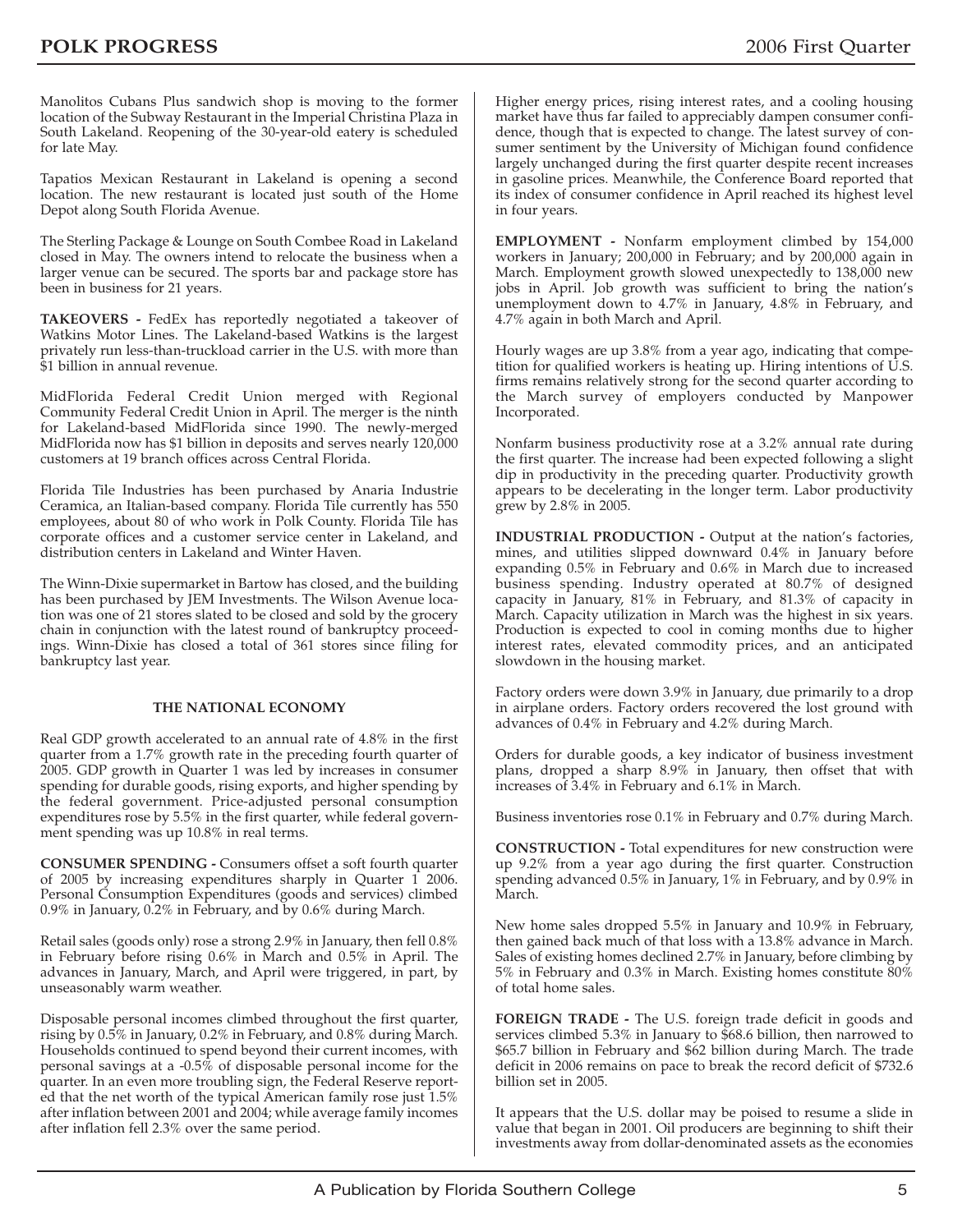Manolitos Cubans Plus sandwich shop is moving to the former location of the Subway Restaurant in the Imperial Christina Plaza in South Lakeland. Reopening of the 30-year-old eatery is scheduled for late May.

Tapatios Mexican Restaurant in Lakeland is opening a second location. The new restaurant is located just south of the Home Depot along South Florida Avenue.

The Sterling Package & Lounge on South Combee Road in Lakeland closed in May. The owners intend to relocate the business when a larger venue can be secured. The sports bar and package store has been in business for 21 years.

**TAKEOVERS -** FedEx has reportedly negotiated a takeover of Watkins Motor Lines. The Lakeland-based Watkins is the largest privately run less-than-truckload carrier in the U.S. with more than $1 billion in annual revenue.

MidFlorida Federal Credit Union merged with Regional Community Federal Credit Union in April. The merger is the ninth for Lakeland-based MidFlorida since 1990. The newly-merged MidFlorida now has $1 billion in deposits and serves nearly 120,000 customers at 19 branch offices across Central Florida.

Florida Tile Industries has been purchased by Anaria Industrie Ceramica, an Italian-based company. Florida Tile currently has 550 employees, about 80 of who work in Polk County. Florida Tile has corporate offices and a customer service center in Lakeland, and distribution centers in Lakeland and Winter Haven.

The Winn-Dixie supermarket in Bartow has closed, and the building has been purchased by JEM Investments. The Wilson Avenue location was one of 21 stores slated to be closed and sold by the grocery chain in conjunction with the latest round of bankruptcy proceedings. Winn-Dixie has closed a total of 361 stores since filing for bankruptcy last year.

## THE NATIONAL ECONOMY

Real GDP growth accelerated to an annual rate of 4.8% in the first quarter from a 1.7% growth rate in the preceding fourth quarter of 2005. GDP growth in Quarter 1 was led by increases in consumer spending for durable goods, rising exports, and higher spending by the federal government. Price-adjusted personal consumption expenditures rose by 5.5% in the first quarter, while federal government spending was up 10.8% in real terms.

**CONSUMER SPENDING -** Consumers offset a soft fourth quarter of 2005 by increasing expenditures sharply in Quarter 1 2006. Personal Consumption Expenditures (goods and services) climbed 0.9% in January, 0.2% in February, and by 0.6% during March.

Retail sales (goods only) rose a strong 2.9% in January, then fell 0.8% in February before rising 0.6% in March and 0.5% in April. The advances in January, March, and April were triggered, in part, by unseasonably warm weather.

Disposable personal incomes climbed throughout the first quarter, rising by 0.5% in January, 0.2% in February, and 0.8% during March. Households continued to spend beyond their current incomes, with personal savings at a -0.5% of disposable personal income for the quarter. In an even more troubling sign, the Federal Reserve reported that the net worth of the typical American family rose just 1.5% after inflation between 2001 and 2004; while average family incomes after inflation fell 2.3% over the same period.

Higher energy prices, rising interest rates, and a cooling housing market have thus far failed to appreciably dampen consumer confidence, though that is expected to change. The latest survey of consumer sentiment by the University of Michigan found confidence largely unchanged during the first quarter despite recent increases in gasoline prices. Meanwhile, the Conference Board reported that its index of consumer confidence in April reached its highest level in four years.

**EMPLOYMENT -** Nonfarm employment climbed by 154,000 workers in January; 200,000 in February; and by 200,000 again in March. Employment growth slowed unexpectedly to 138,000 new jobs in April. Job growth was sufficient to bring the nation's unemployment down to 4.7% in January, 4.8% in February, and 4.7% again in both March and April.

Hourly wages are up 3.8% from a year ago, indicating that competition for qualified workers is heating up. Hiring intentions of U.S. firms remains relatively strong for the second quarter according to the March survey of employers conducted by Manpower Incorporated.

Nonfarm business productivity rose at a 3.2% annual rate during the first quarter. The increase had been expected following a slight dip in productivity in the preceding quarter. Productivity growth appears to be decelerating in the longer term. Labor productivity grew by 2.8% in 2005.

**INDUSTRIAL PRODUCTION -** Output at the nation's factories, mines, and utilities slipped downward 0.4% in January before expanding 0.5% in February and 0.6% in March due to increased business spending. Industry operated at 80.7% of designed capacity in January, 81% in February, and 81.3% of capacity in March. Capacity utilization in March was the highest in six years. Production is expected to cool in coming months due to higher interest rates, elevated commodity prices, and an anticipated slowdown in the housing market.

Factory orders were down 3.9% in January, due primarily to a drop in airplane orders. Factory orders recovered the lost ground with advances of 0.4% in February and 4.2% during March.

Orders for durable goods, a key indicator of business investment plans, dropped a sharp 8.9% in January, then offset that with increases of 3.4% in February and 6.1% in March.

Business inventories rose 0.1% in February and 0.7% during March.

**CONSTRUCTION -** Total expenditures for new construction were up 9.2% from a year ago during the first quarter. Construction spending advanced 0.5% in January, 1% in February, and by 0.9% in March.

New home sales dropped 5.5% in January and 10.9% in February, then gained back much of that loss with a 13.8% advance in March. Sales of existing homes declined 2.7% in January, before climbing by 5% in February and 0.3% in March. Existing homes constitute 80% of total home sales.

**FOREIGN TRADE -** The U.S. foreign trade deficit in goods and services climbed 5.3% in January to $68.6 billion, then narrowed to $65.7 billion in February and $62 billion during March. The trade deficit in 2006 remains on pace to break the record deficit of $732.6 billion set in 2005.

It appears that the U.S. dollar may be poised to resume a slide in value that began in 2001. Oil producers are beginning to shift their investments away from dollar-denominated assets as the economies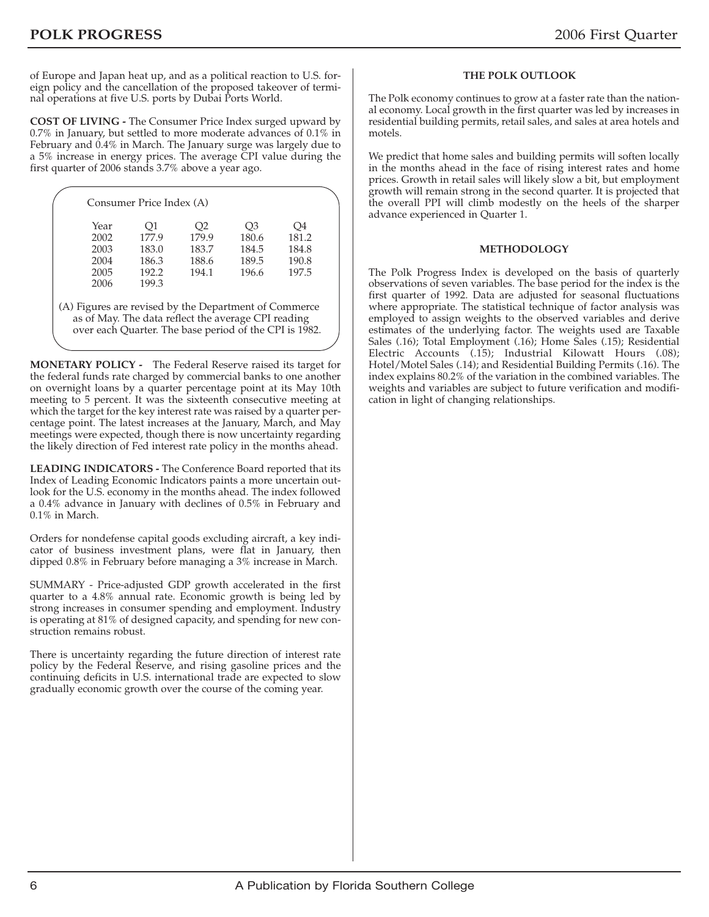of Europe and Japan heat up, and as a political reaction to U.S. foreign policy and the cancellation of the proposed takeover of terminal operations at five U.S. ports by Dubai Ports World.

**COST OF LIVING -** The Consumer Price Index surged upward by 0.7% in January, but settled to more moderate advances of 0.1% in February and 0.4% in March. The January surge was largely due to a 5% increase in energy prices. The average CPI value during the first quarter of 2006 stands 3.7% above a year ago.

Consumer Price Index (A)

| Year | Q1 | Q2 | Q3 | Q4 |
|---|---|---|---|---|
| 2002 | 177.9 | 179.9 | 180.6 | 181.2 |
| 2003 | 183.0 | 183.7 | 184.5 | 184.8 |
| 2004 | 186.3 | 188.6 | 189.5 | 190.8 |
| 2005 | 192.2 | 194.1 | 196.6 | 197.5 |
| 2006 | 199.3 | | | |

(A) Figures are revised by the Department of Commerce as of May. The data reflect the average CPI reading over each Quarter. The base period of the CPI is 1982.

**MONETARY POLICY -** The Federal Reserve raised its target for the federal funds rate charged by commercial banks to one another on overnight loans by a quarter percentage point at its May 10th meeting to 5 percent. It was the sixteenth consecutive meeting at which the target for the key interest rate was raised by a quarter percentage point. The latest increases at the January, March, and May meetings were expected, though there is now uncertainty regarding the likely direction of Fed interest rate policy in the months ahead.

**LEADING INDICATORS -** The Conference Board reported that its Index of Leading Economic Indicators paints a more uncertain outlook for the U.S. economy in the months ahead. The index followed a 0.4% advance in January with declines of 0.5% in February and 0.1% in March.

Orders for nondefense capital goods excluding aircraft, a key indicator of business investment plans, were flat in January, then dipped 0.8% in February before managing a 3% increase in March.

SUMMARY - Price-adjusted GDP growth accelerated in the first quarter to a 4.8% annual rate. Economic growth is being led by strong increases in consumer spending and employment. Industry is operating at 81% of designed capacity, and spending for new construction remains robust.

There is uncertainty regarding the future direction of interest rate policy by the Federal Reserve, and rising gasoline prices and the continuing deficits in U.S. international trade are expected to slow gradually economic growth over the course of the coming year.

## THE POLK OUTLOOK

The Polk economy continues to grow at a faster rate than the national economy. Local growth in the first quarter was led by increases in residential building permits, retail sales, and sales at area hotels and motels.

We predict that home sales and building permits will soften locally in the months ahead in the face of rising interest rates and home prices. Growth in retail sales will likely slow a bit, but employment growth will remain strong in the second quarter. It is projected that the overall PPI will climb modestly on the heels of the sharper advance experienced in Quarter 1.

## METHODOLOGY

The Polk Progress Index is developed on the basis of quarterly observations of seven variables. The base period for the index is the first quarter of 1992. Data are adjusted for seasonal fluctuations where appropriate. The statistical technique of factor analysis was employed to assign weights to the observed variables and derive estimates of the underlying factor. The weights used are Taxable Sales (.16); Total Employment (.16); Home Sales (.15); Residential Electric Accounts (.15); Industrial Kilowatt Hours (.08); Hotel/Motel Sales (.14); and Residential Building Permits (.16). The index explains 80.2% of the variation in the combined variables. The weights and variables are subject to future verification and modification in light of changing relationships.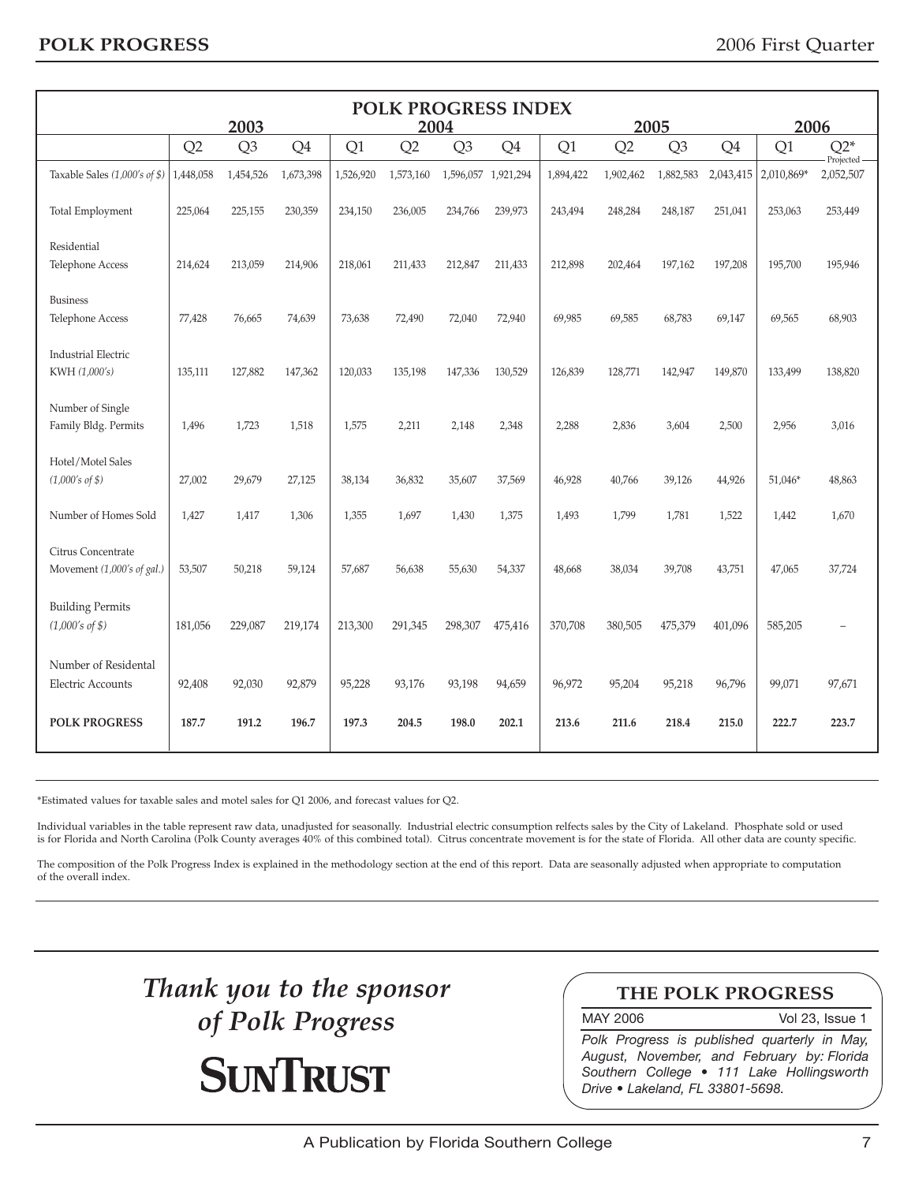| POLK PROGRESS INDEX | 2003 | | | 2004 | | | | 2005 | | | | 2006 | |
|---|---|---|---|---|---|---|---|---|---|---|---|---|---|
| | Q2 | Q3 | Q4 | Q1 | Q2 | Q3 | Q4 | Q1 | Q2 | Q3 | Q4 | Q1 | Q2* Projected |
| Taxable Sales *(1,000's of $)* | 1,448,058 | 1,454,526 | 1,673,398 | 1,526,920 | 1,573,160 | 1,596,057 | 1,921,294 | 1,894,422 | 1,902,462 | 1,882,583 | 2,043,415 | 2,010,869* | 2,052,507 |
| Total Employment | 225,064 | 225,155 | 230,359 | 234,150 | 236,005 | 234,766 | 239,973 | 243,494 | 248,284 | 248,187 | 251,041 | 253,063 | 253,449 |
| Residential Telephone Access | 214,624 | 213,059 | 214,906 | 218,061 | 211,433 | 212,847 | 211,433 | 212,898 | 202,464 | 197,162 | 197,208 | 195,700 | 195,946 |
| Business Telephone Access | 77,428 | 76,665 | 74,639 | 73,638 | 72,490 | 72,040 | 72,940 | 69,985 | 69,585 | 68,783 | 69,147 | 69,565 | 68,903 |
| Industrial Electric KWH *(1,000's)* | 135,111 | 127,882 | 147,362 | 120,033 | 135,198 | 147,336 | 130,529 | 126,839 | 128,771 | 142,947 | 149,870 | 133,499 | 138,820 |
| Number of Single Family Bldg. Permits | 1,496 | 1,723 | 1,518 | 1,575 | 2,211 | 2,148 | 2,348 | 2,288 | 2,836 | 3,604 | 2,500 | 2,956 | 3,016 |
| Hotel/Motel Sales *(1,000's of $)* | 27,002 | 29,679 | 27,125 | 38,134 | 36,832 | 35,607 | 37,569 | 46,928 | 40,766 | 39,126 | 44,926 | 51,046* | 48,863 |
| Number of Homes Sold | 1,427 | 1,417 | 1,306 | 1,355 | 1,697 | 1,430 | 1,375 | 1,493 | 1,799 | 1,781 | 1,522 | 1,442 | 1,670 |
| Citrus Concentrate Movement *(1,000's of gal.)* | 53,507 | 50,218 | 59,124 | 57,687 | 56,638 | 55,630 | 54,337 | 48,668 | 38,034 | 39,708 | 43,751 | 47,065 | 37,724 |
| Building Permits *(1,000's of $)* | 181,056 | 229,087 | 219,174 | 213,300 | 291,345 | 298,307 | 475,416 | 370,708 | 380,505 | 475,379 | 401,096 | 585,205 | – |
| Number of Residental Electric Accounts | 92,408 | 92,030 | 92,879 | 95,228 | 93,176 | 93,198 | 94,659 | 96,972 | 95,204 | 95,218 | 96,796 | 99,071 | 97,671 |
| **POLK PROGRESS** | **187.7** | **191.2** | **196.7** | **197.3** | **204.5** | **198.0** | **202.1** | **213.6** | **211.6** | **218.4** | **215.0** | **222.7** | **223.7** |

*Estimated values for taxable sales and motel sales for Q1 2006, and forecast values for Q2.

Individual variables in the table represent raw data, unadjusted for seasonally. Industrial electric consumption relfects sales by the City of Lakeland. Phosphate sold or used is for Florida and North Carolina (Polk County averages 40% of this combined total). Citrus concentrate movement is for the state of Florida. All other data are county specific.

The composition of the Polk Progress Index is explained in the methodology section at the end of this report. Data are seasonally adjusted when appropriate to computation of the overall index.

*Thank you to the sponsor of Polk Progress*

**SUNTRUST**

## THE POLK PROGRESS

MAY 2006 Vol 23, Issue 1

*Polk Progress is published quarterly in May, August, November, and February by: Florida Southern College • 111 Lake Hollingsworth Drive • Lakeland, FL 33801-5698.*